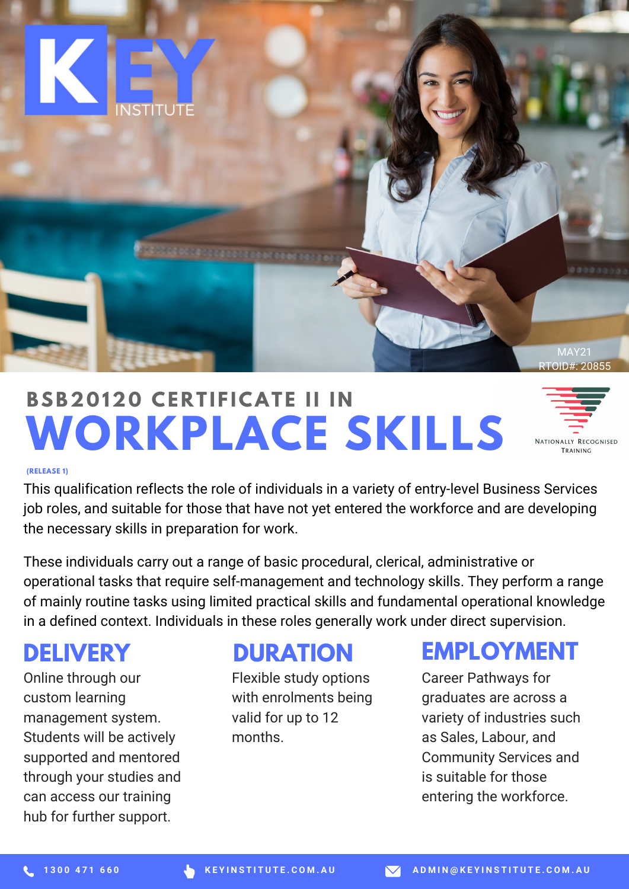KEY INSTITUTE

MAY21
RTOID#: 20855

# BSB20120 CERTIFICATE II IN WORKPLACE SKILLS

Nationally Recognised Training

**(RELEASE 1)**

This qualification reflects the role of individuals in a variety of entry-level Business Services job roles, and suitable for those that have not yet entered the workforce and are developing the necessary skills in preparation for work.

These individuals carry out a range of basic procedural, clerical, administrative or operational tasks that require self-management and technology skills. They perform a range of mainly routine tasks using limited practical skills and fundamental operational knowledge in a defined context. Individuals in these roles generally work under direct supervision.

## DELIVERY

Online through our custom learning management system. Students will be actively supported and mentored through your studies and can access our training hub for further support.

## DURATION

Flexible study options with enrolments being valid for up to 12 months.

## EMPLOYMENT

Career Pathways for graduates are across a variety of industries such as Sales, Labour, and Community Services and is suitable for those entering the workforce.

1300 471 660 | KEYINSTITUTE.COM.AU | ADMIN@KEYINSTITUTE.COM.AU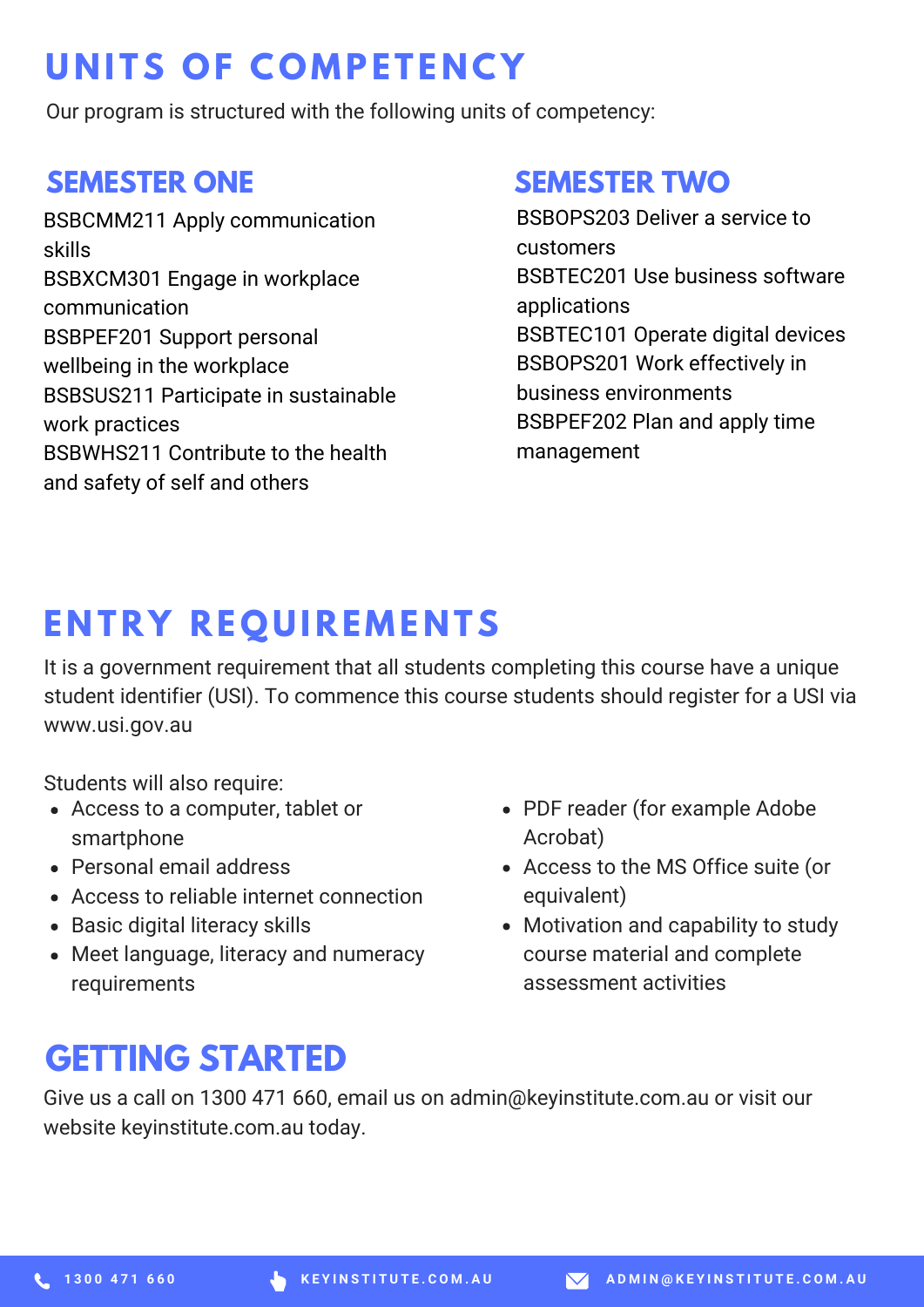# UNITS OF COMPETENCY

Our program is structured with the following units of competency:

## SEMESTER ONE

BSBCMM211 Apply communication skills
BSBXCM301 Engage in workplace communication
BSBPEF201 Support personal wellbeing in the workplace
BSBSUS211 Participate in sustainable work practices
BSBWHS211 Contribute to the health and safety of self and others

## SEMESTER TWO

BSBOPS203 Deliver a service to customers
BSBTEC201 Use business software applications
BSBTEC101 Operate digital devices
BSBOPS201 Work effectively in business environments
BSBPEF202 Plan and apply time management

# ENTRY REQUIREMENTS

It is a government requirement that all students completing this course have a unique student identifier (USI). To commence this course students should register for a USI via www.usi.gov.au

Students will also require:

- Access to a computer, tablet or smartphone
- Personal email address
- Access to reliable internet connection
- Basic digital literacy skills
- Meet language, literacy and numeracy requirements
- PDF reader (for example Adobe Acrobat)
- Access to the MS Office suite (or equivalent)
- Motivation and capability to study course material and complete assessment activities

# GETTING STARTED

Give us a call on 1300 471 660, email us on admin@keyinstitute.com.au or visit our website keyinstitute.com.au today.

1300 471 660 KEYINSTITUTE.COM.AU ADMIN@KEYINSTITUTE.COM.AU